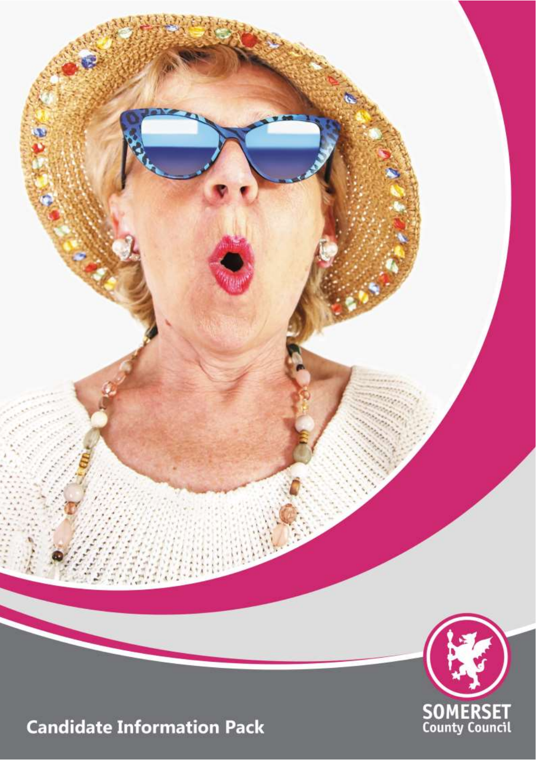# Candidate Information Pack

SOMERSET
County Council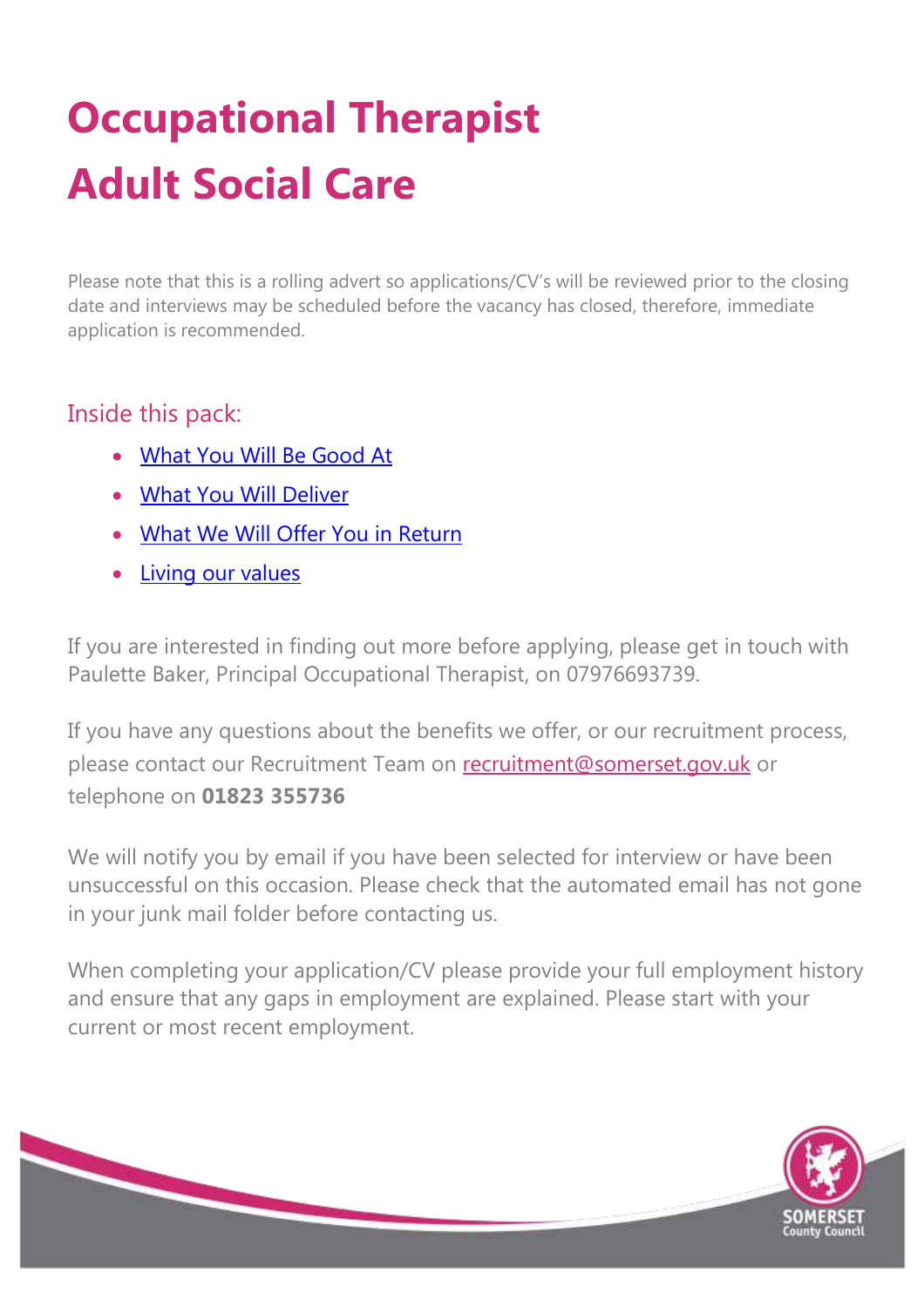# Occupational Therapist Adult Social Care

Please note that this is a rolling advert so applications/CV's will be reviewed prior to the closing date and interviews may be scheduled before the vacancy has closed, therefore, immediate application is recommended.

## Inside this pack:

- What You Will Be Good At
- What You Will Deliver
- What We Will Offer You in Return
- Living our values

If you are interested in finding out more before applying, please get in touch with Paulette Baker, Principal Occupational Therapist, on 07976693739.

If you have any questions about the benefits we offer, or our recruitment process, please contact our Recruitment Team on recruitment@somerset.gov.uk or telephone on **01823 355736**

We will notify you by email if you have been selected for interview or have been unsuccessful on this occasion. Please check that the automated email has not gone in your junk mail folder before contacting us.

When completing your application/CV please provide your full employment history and ensure that any gaps in employment are explained. Please start with your current or most recent employment.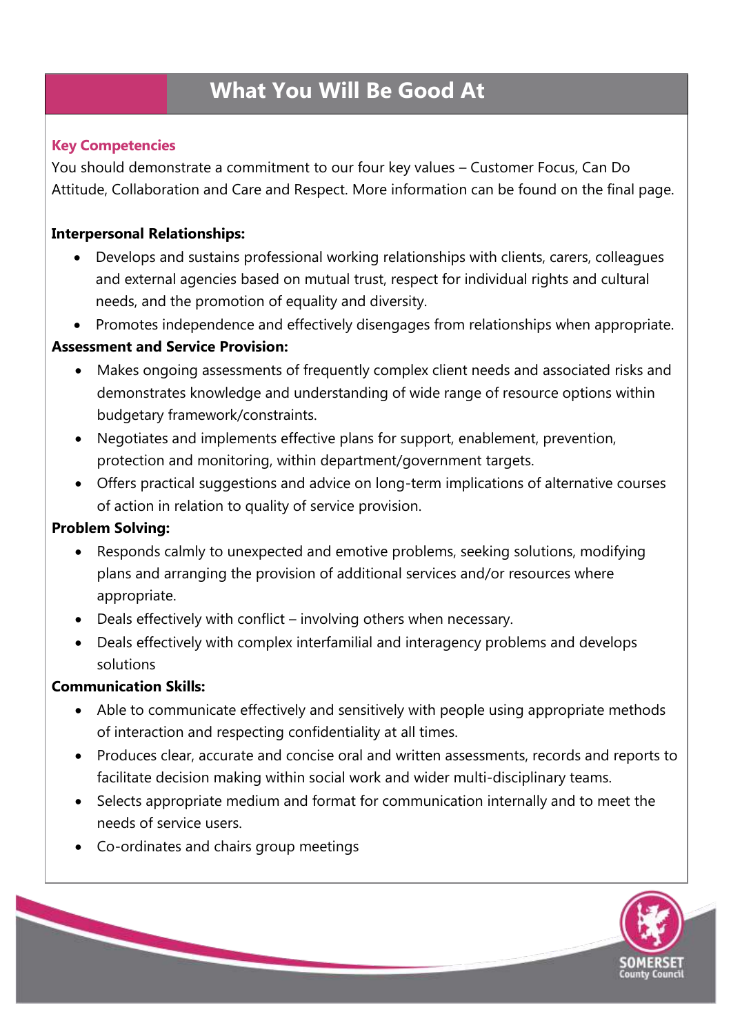# What You Will Be Good At

## Key Competencies

You should demonstrate a commitment to our four key values – Customer Focus, Can Do Attitude, Collaboration and Care and Respect. More information can be found on the final page.

**Interpersonal Relationships:**

- Develops and sustains professional working relationships with clients, carers, colleagues and external agencies based on mutual trust, respect for individual rights and cultural needs, and the promotion of equality and diversity.
- Promotes independence and effectively disengages from relationships when appropriate.

**Assessment and Service Provision:**

- Makes ongoing assessments of frequently complex client needs and associated risks and demonstrates knowledge and understanding of wide range of resource options within budgetary framework/constraints.
- Negotiates and implements effective plans for support, enablement, prevention, protection and monitoring, within department/government targets.
- Offers practical suggestions and advice on long-term implications of alternative courses of action in relation to quality of service provision.

**Problem Solving:**

- Responds calmly to unexpected and emotive problems, seeking solutions, modifying plans and arranging the provision of additional services and/or resources where appropriate.
- Deals effectively with conflict – involving others when necessary.
- Deals effectively with complex interfamilial and interagency problems and develops solutions

**Communication Skills:**

- Able to communicate effectively and sensitively with people using appropriate methods of interaction and respecting confidentiality at all times.
- Produces clear, accurate and concise oral and written assessments, records and reports to facilitate decision making within social work and wider multi-disciplinary teams.
- Selects appropriate medium and format for communication internally and to meet the needs of service users.
- Co-ordinates and chairs group meetings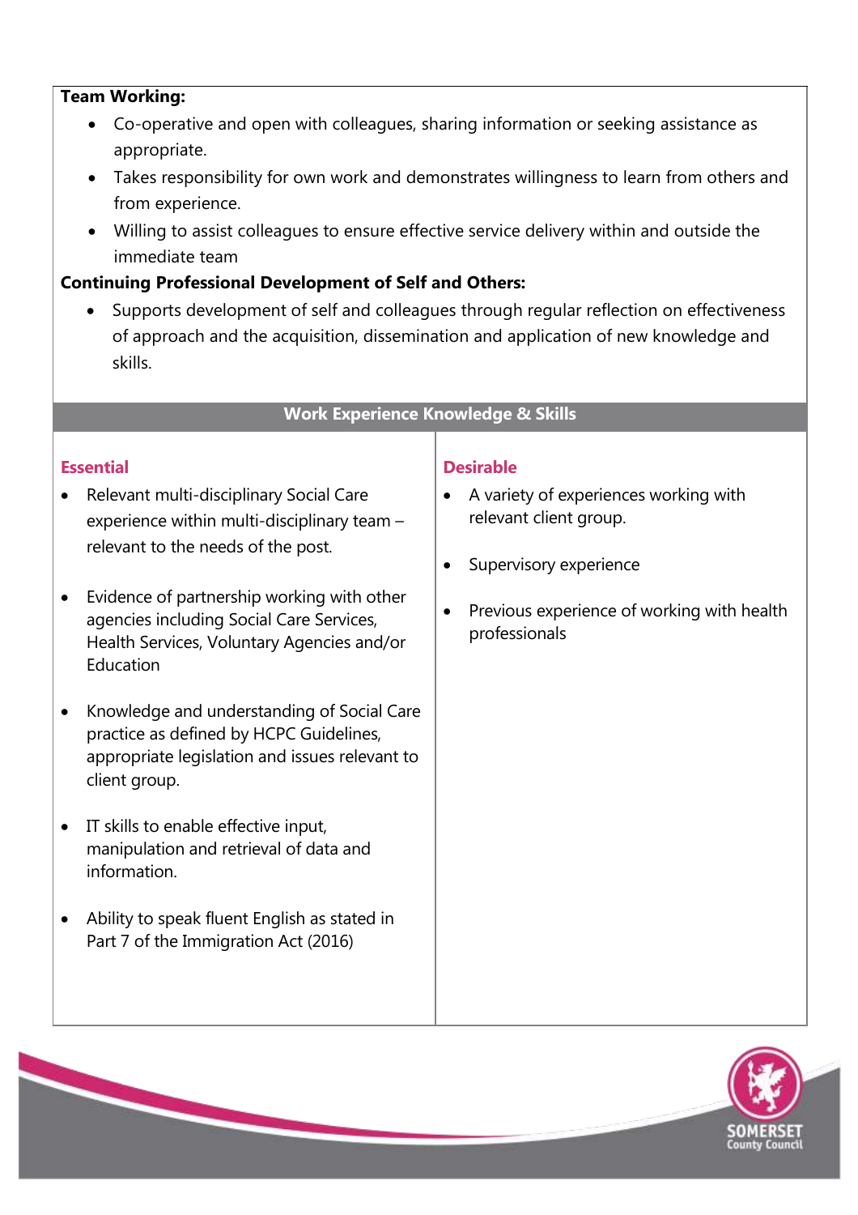**Team Working:**

- Co-operative and open with colleagues, sharing information or seeking assistance as appropriate.
- Takes responsibility for own work and demonstrates willingness to learn from others and from experience.
- Willing to assist colleagues to ensure effective service delivery within and outside the immediate team

**Continuing Professional Development of Self and Others:**

- Supports development of self and colleagues through regular reflection on effectiveness of approach and the acquisition, dissemination and application of new knowledge and skills.

## Work Experience Knowledge & Skills

| Essential | Desirable |
|---|---|
| • Relevant multi-disciplinary Social Care experience within multi-disciplinary team – relevant to the needs of the post.<br><br>• Evidence of partnership working with other agencies including Social Care Services, Health Services, Voluntary Agencies and/or Education<br><br>• Knowledge and understanding of Social Care practice as defined by HCPC Guidelines, appropriate legislation and issues relevant to client group.<br><br>• IT skills to enable effective input, manipulation and retrieval of data and information.<br><br>• Ability to speak fluent English as stated in Part 7 of the Immigration Act (2016) | • A variety of experiences working with relevant client group.<br><br>• Supervisory experience<br><br>• Previous experience of working with health professionals |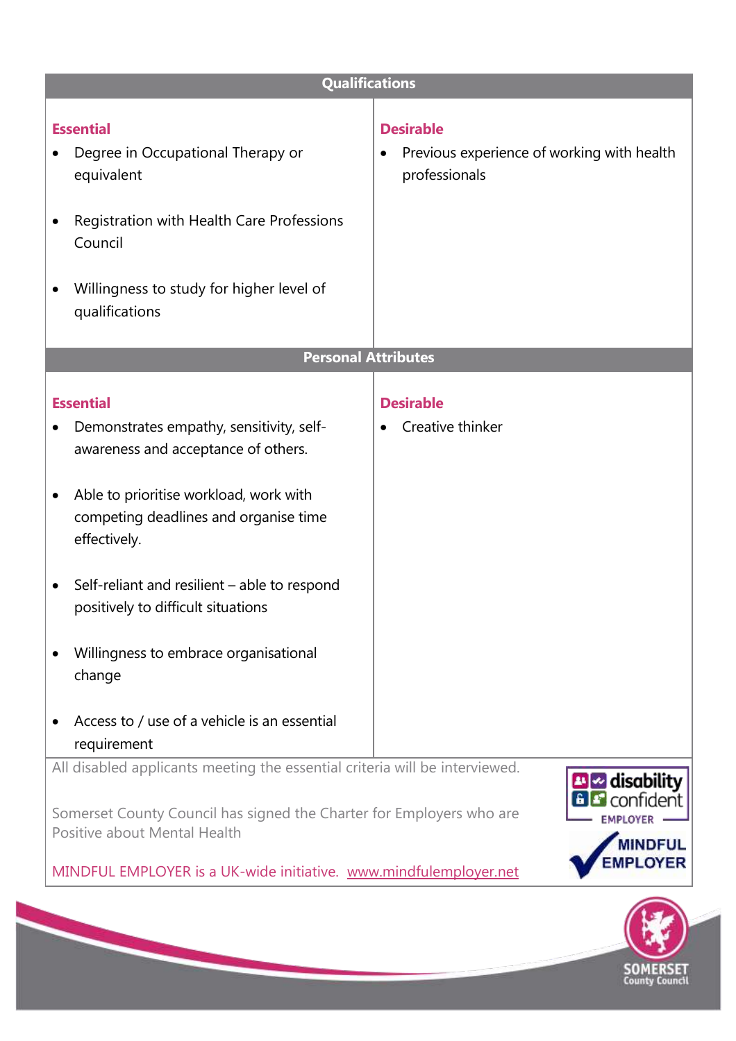| Qualifications | |
|---|---|
| **Essential**<br>• Degree in Occupational Therapy or equivalent<br><br>• Registration with Health Care Professions Council<br><br>• Willingness to study for higher level of qualifications | **Desirable**<br>• Previous experience of working with health professionals |

| Personal Attributes | |
|---|---|
| **Essential**<br>• Demonstrates empathy, sensitivity, self-awareness and acceptance of others.<br><br>• Able to prioritise workload, work with competing deadlines and organise time effectively.<br><br>• Self-reliant and resilient – able to respond positively to difficult situations<br><br>• Willingness to embrace organisational change<br><br>• Access to / use of a vehicle is an essential requirement | **Desirable**<br>• Creative thinker |

All disabled applicants meeting the essential criteria will be interviewed.

Somerset County Council has signed the Charter for Employers who are Positive about Mental Health

MINDFUL EMPLOYER is a UK-wide initiative. www.mindfulemployer.net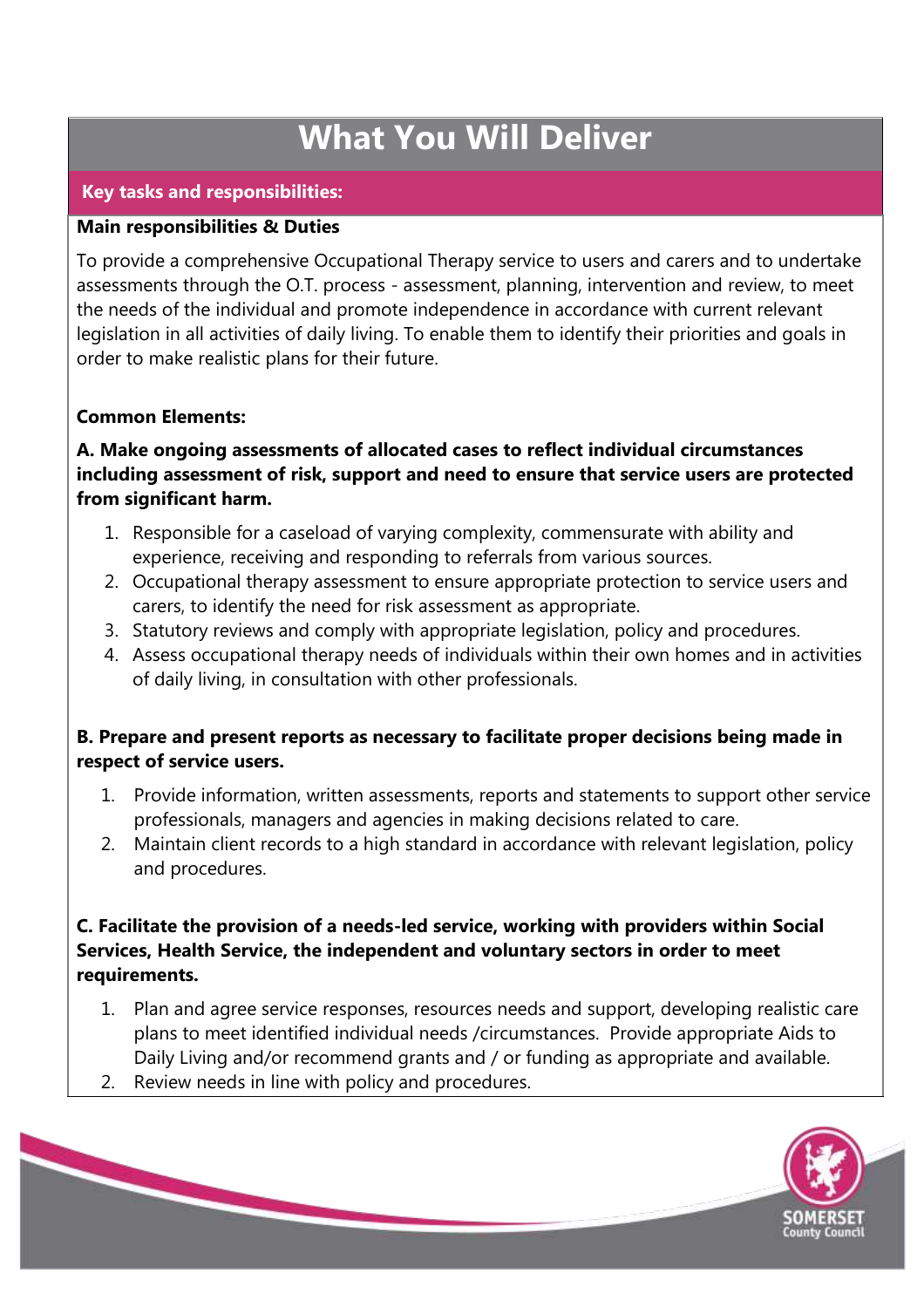# What You Will Deliver

## Key tasks and responsibilities:

**Main responsibilities & Duties**

To provide a comprehensive Occupational Therapy service to users and carers and to undertake assessments through the O.T. process - assessment, planning, intervention and review, to meet the needs of the individual and promote independence in accordance with current relevant legislation in all activities of daily living. To enable them to identify their priorities and goals in order to make realistic plans for their future.

**Common Elements:**

**A. Make ongoing assessments of allocated cases to reflect individual circumstances including assessment of risk, support and need to ensure that service users are protected from significant harm.**

1. Responsible for a caseload of varying complexity, commensurate with ability and experience, receiving and responding to referrals from various sources.
2. Occupational therapy assessment to ensure appropriate protection to service users and carers, to identify the need for risk assessment as appropriate.
3. Statutory reviews and comply with appropriate legislation, policy and procedures.
4. Assess occupational therapy needs of individuals within their own homes and in activities of daily living, in consultation with other professionals.

**B. Prepare and present reports as necessary to facilitate proper decisions being made in respect of service users.**

1. Provide information, written assessments, reports and statements to support other service professionals, managers and agencies in making decisions related to care.
2. Maintain client records to a high standard in accordance with relevant legislation, policy and procedures.

**C. Facilitate the provision of a needs-led service, working with providers within Social Services, Health Service, the independent and voluntary sectors in order to meet requirements.**

1. Plan and agree service responses, resources needs and support, developing realistic care plans to meet identified individual needs /circumstances. Provide appropriate Aids to Daily Living and/or recommend grants and / or funding as appropriate and available.
2. Review needs in line with policy and procedures.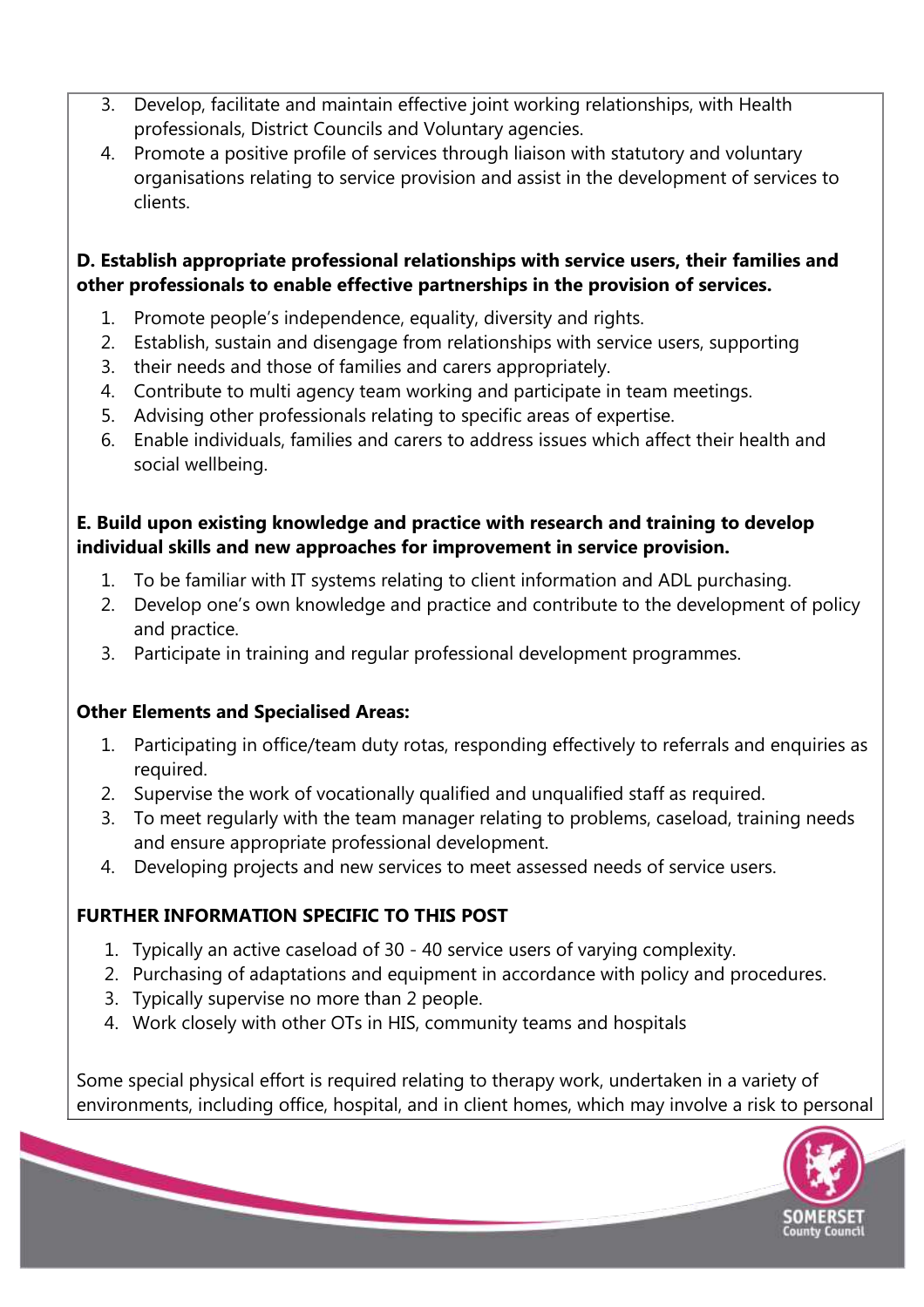3. Develop, facilitate and maintain effective joint working relationships, with Health professionals, District Councils and Voluntary agencies.
4. Promote a positive profile of services through liaison with statutory and voluntary organisations relating to service provision and assist in the development of services to clients.

**D. Establish appropriate professional relationships with service users, their families and other professionals to enable effective partnerships in the provision of services.**

1. Promote people's independence, equality, diversity and rights.
2. Establish, sustain and disengage from relationships with service users, supporting
3. their needs and those of families and carers appropriately.
4. Contribute to multi agency team working and participate in team meetings.
5. Advising other professionals relating to specific areas of expertise.
6. Enable individuals, families and carers to address issues which affect their health and social wellbeing.

**E. Build upon existing knowledge and practice with research and training to develop individual skills and new approaches for improvement in service provision.**

1. To be familiar with IT systems relating to client information and ADL purchasing.
2. Develop one's own knowledge and practice and contribute to the development of policy and practice.
3. Participate in training and regular professional development programmes.

**Other Elements and Specialised Areas:**

1. Participating in office/team duty rotas, responding effectively to referrals and enquiries as required.
2. Supervise the work of vocationally qualified and unqualified staff as required.
3. To meet regularly with the team manager relating to problems, caseload, training needs and ensure appropriate professional development.
4. Developing projects and new services to meet assessed needs of service users.

**FURTHER INFORMATION SPECIFIC TO THIS POST**

1. Typically an active caseload of 30 - 40 service users of varying complexity.
2. Purchasing of adaptations and equipment in accordance with policy and procedures.
3. Typically supervise no more than 2 people.
4. Work closely with other OTs in HIS, community teams and hospitals

Some special physical effort is required relating to therapy work, undertaken in a variety of environments, including office, hospital, and in client homes, which may involve a risk to personal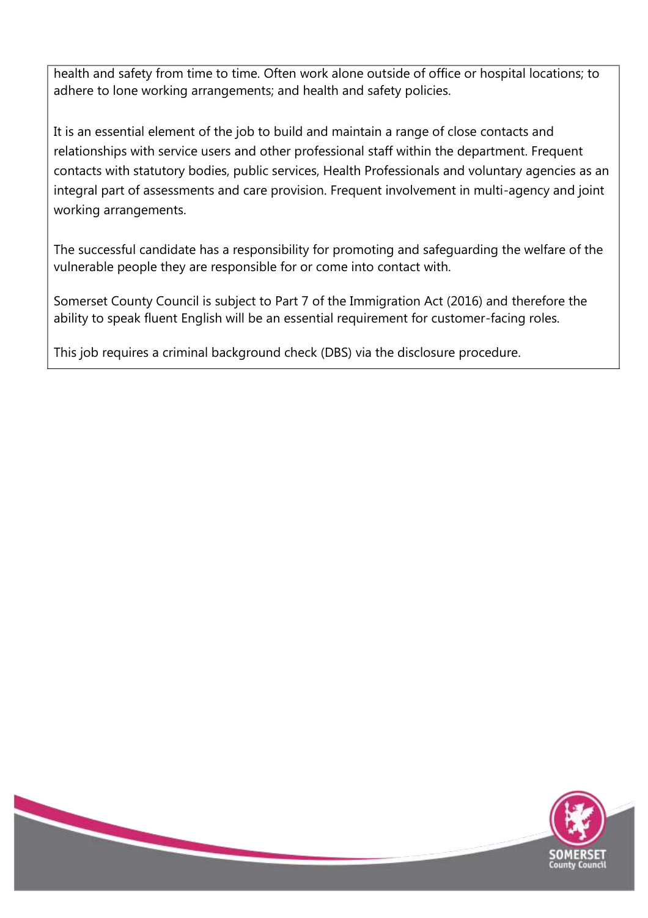health and safety from time to time. Often work alone outside of office or hospital locations; to adhere to lone working arrangements; and health and safety policies.

It is an essential element of the job to build and maintain a range of close contacts and relationships with service users and other professional staff within the department. Frequent contacts with statutory bodies, public services, Health Professionals and voluntary agencies as an integral part of assessments and care provision. Frequent involvement in multi-agency and joint working arrangements.

The successful candidate has a responsibility for promoting and safeguarding the welfare of the vulnerable people they are responsible for or come into contact with.

Somerset County Council is subject to Part 7 of the Immigration Act (2016) and therefore the ability to speak fluent English will be an essential requirement for customer-facing roles.

This job requires a criminal background check (DBS) via the disclosure procedure.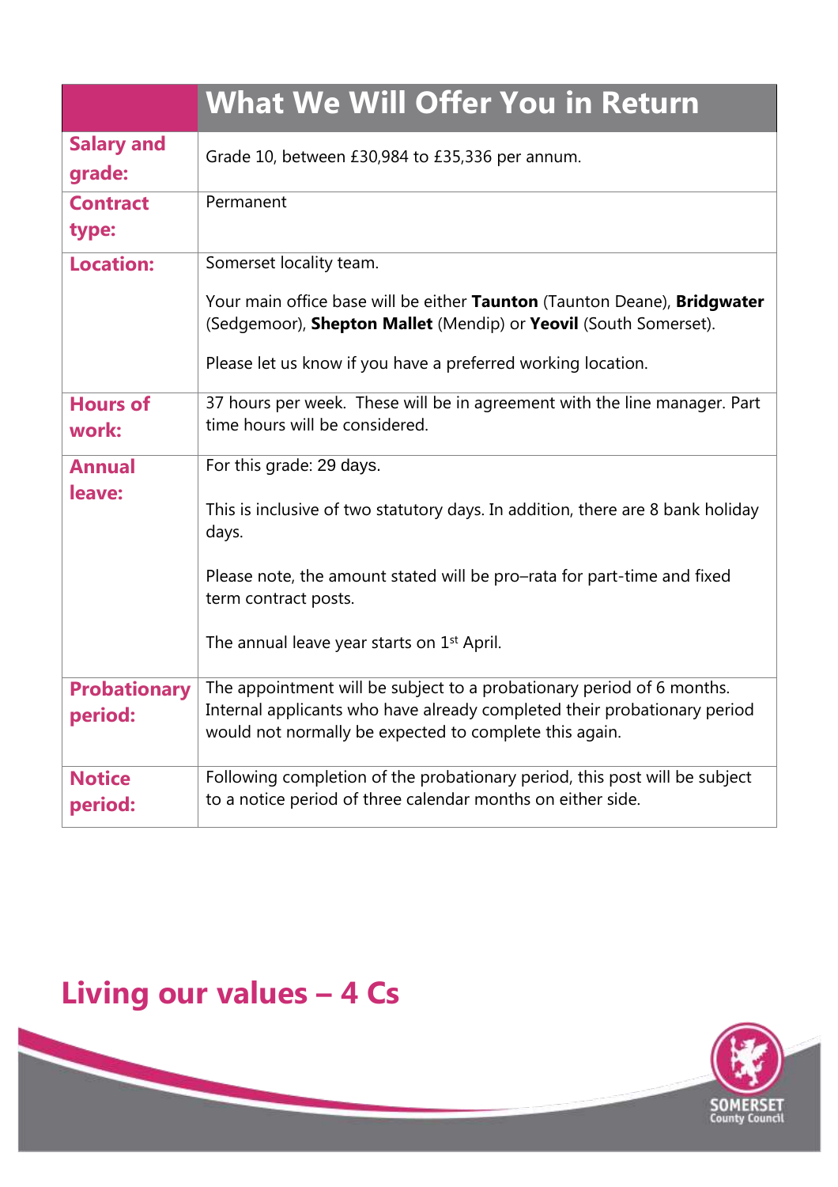| | What We Will Offer You in Return |
|---|---|
| **Salary and grade:** | Grade 10, between £30,984 to £35,336 per annum. |
| **Contract type:** | Permanent |
| **Location:** | Somerset locality team.<br><br>Your main office base will be either **Taunton** (Taunton Deane), **Bridgwater** (Sedgemoor), **Shepton Mallet** (Mendip) or **Yeovil** (South Somerset).<br><br>Please let us know if you have a preferred working location. |
| **Hours of work:** | 37 hours per week. These will be in agreement with the line manager. Part time hours will be considered. |
| **Annual leave:** | For this grade: 29 days.<br><br>This is inclusive of two statutory days. In addition, there are 8 bank holiday days.<br><br>Please note, the amount stated will be pro–rata for part-time and fixed term contract posts.<br><br>The annual leave year starts on 1st April. |
| **Probationary period:** | The appointment will be subject to a probationary period of 6 months. Internal applicants who have already completed their probationary period would not normally be expected to complete this again. |
| **Notice period:** | Following completion of the probationary period, this post will be subject to a notice period of three calendar months on either side. |

## Living our values – 4 Cs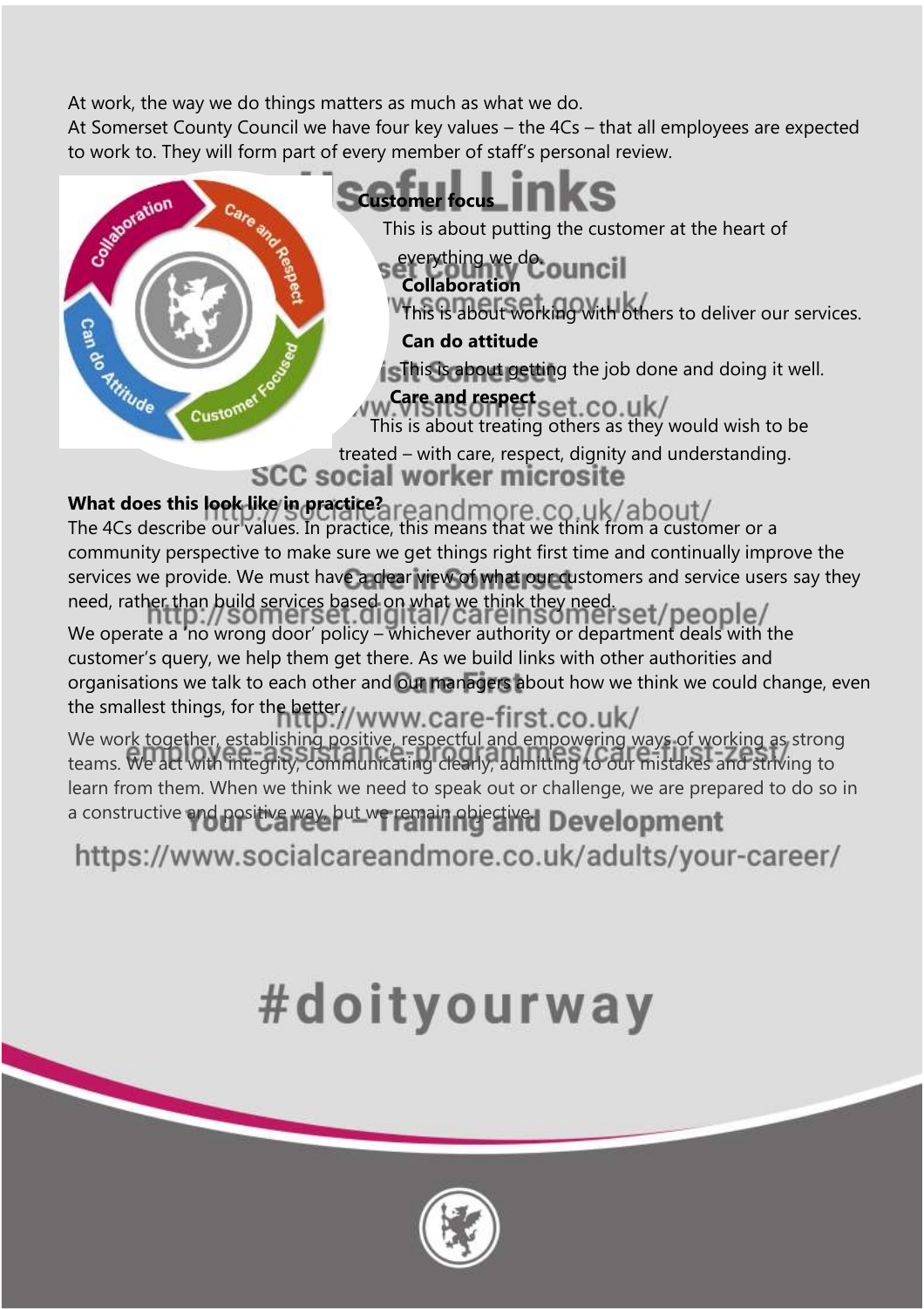At work, the way we do things matters as much as what we do.

At Somerset County Council we have four key values – the 4Cs – that all employees are expected to work to. They will form part of every member of staff's personal review.

**Customer focus**

This is about putting the customer at the heart of everything we do.

**Collaboration**

This is about working with others to deliver our services.

**Can do attitude**

This is about getting the job done and doing it well.

**Care and respect**

This is about treating others as they would wish to be treated – with care, respect, dignity and understanding.

**What does this look like in practice?**

The 4Cs describe our values. In practice, this means that we think from a customer or a community perspective to make sure we get things right first time and continually improve the services we provide. We must have a clear view of what our customers and service users say they need, rather than build services based on what we think they need.

We operate a 'no wrong door' policy – whichever authority or department deals with the customer's query, we help them get there. As we build links with other authorities and organisations we talk to each other and our managers about how we think we could change, even the smallest things, for the better.

We work together, establishing positive, respectful and empowering ways of working as strong teams. We act with integrity, communicating clearly, admitting to our mistakes and striving to learn from them. When we think we need to speak out or challenge, we are prepared to do so in a constructive and positive way, but we remain objective.

# Useful Links

**Somerset County Council**

www.somerset.gov.uk/

**Visit Somerset**

www.visitsomerset.co.uk/

**SCC social worker microsite**

http://socialcareandmore.co.uk/about/

**Care in Somerset**

http://somerset.digital/careinsomerset/people/

**Care First**

http://www.care-first.co.uk/

employee-assistance-programmes/care-first-zest/

**Your Career – Training and Development**

https://www.socialcareandmore.co.uk/adults/your-career/

# #doityourway